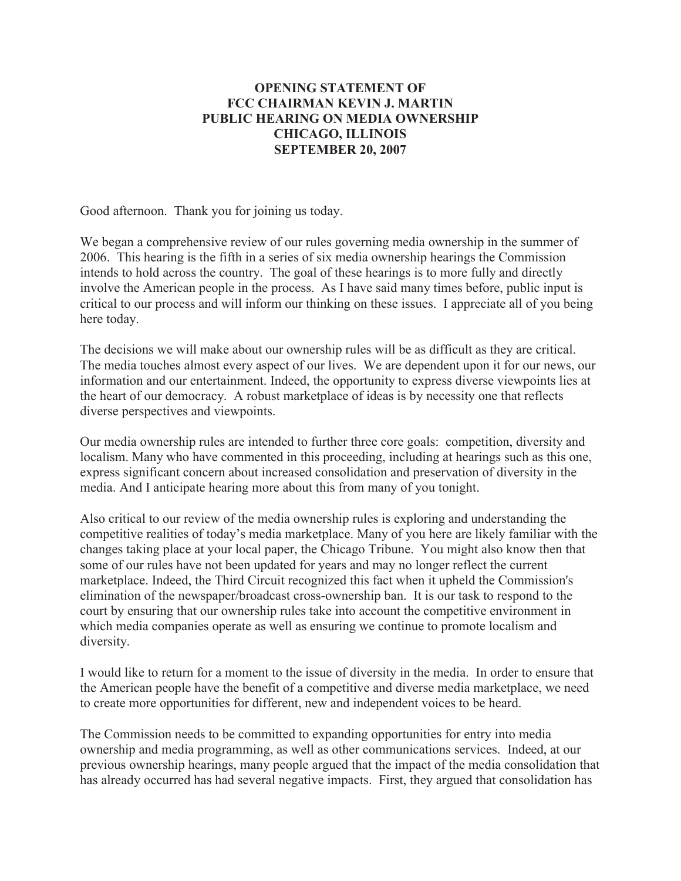# OPENING STATEMENT OF FCC CHAIRMAN KEVIN J. MARTIN PUBLIC HEARING ON MEDIA OWNERSHIP CHICAGO, ILLINOIS SEPTEMBER 20, 2007

Good afternoon. Thank you for joining us today.

We began a comprehensive review of our rules governing media ownership in the summer of 2006. This hearing is the fifth in a series of six media ownership hearings the Commission intends to hold across the country. The goal of these hearings is to more fully and directly involve the American people in the process. As I have said many times before, public input is critical to our process and will inform our thinking on these issues. I appreciate all of you being here today.

The decisions we will make about our ownership rules will be as difficult as they are critical. The media touches almost every aspect of our lives. We are dependent upon it for our news, our information and our entertainment. Indeed, the opportunity to express diverse viewpoints lies at the heart of our democracy. A robust marketplace of ideas is by necessity one that reflects diverse perspectives and viewpoints.

Our media ownership rules are intended to further three core goals: competition, diversity and localism. Many who have commented in this proceeding, including at hearings such as this one, express significant concern about increased consolidation and preservation of diversity in the media. And I anticipate hearing more about this from many of you tonight.

Also critical to our review of the media ownership rules is exploring and understanding the competitive realities of today's media marketplace. Many of you here are likely familiar with the changes taking place at your local paper, the Chicago Tribune. You might also know then that some of our rules have not been updated for years and may no longer reflect the current marketplace. Indeed, the Third Circuit recognized this fact when it upheld the Commission's elimination of the newspaper/broadcast cross-ownership ban. It is our task to respond to the court by ensuring that our ownership rules take into account the competitive environment in which media companies operate as well as ensuring we continue to promote localism and diversity.

I would like to return for a moment to the issue of diversity in the media. In order to ensure that the American people have the benefit of a competitive and diverse media marketplace, we need to create more opportunities for different, new and independent voices to be heard.

The Commission needs to be committed to expanding opportunities for entry into media ownership and media programming, as well as other communications services. Indeed, at our previous ownership hearings, many people argued that the impact of the media consolidation that has already occurred has had several negative impacts. First, they argued that consolidation has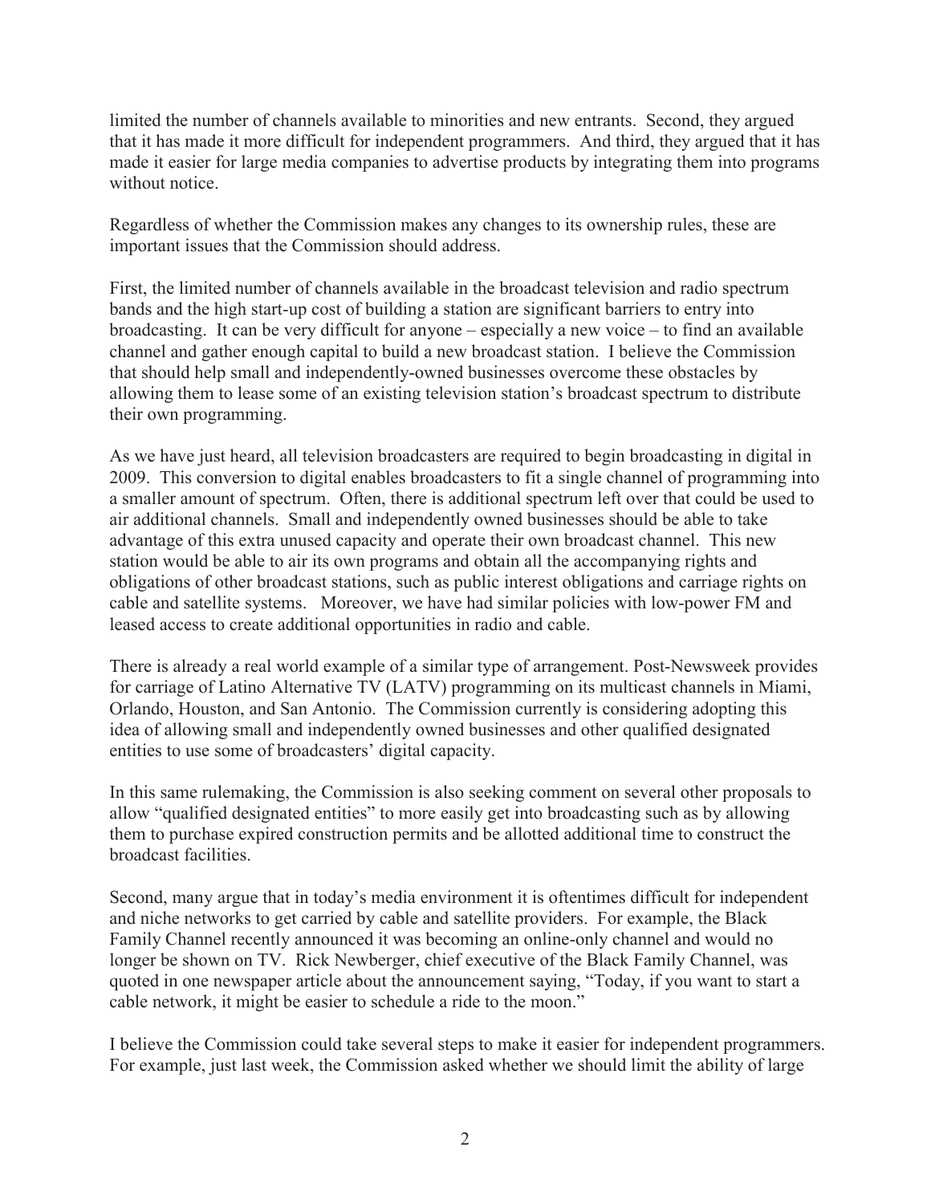limited the number of channels available to minorities and new entrants. Second, they argued that it has made it more difficult for independent programmers. And third, they argued that it has made it easier for large media companies to advertise products by integrating them into programs without notice.

Regardless of whether the Commission makes any changes to its ownership rules, these are important issues that the Commission should address.

First, the limited number of channels available in the broadcast television and radio spectrum bands and the high start-up cost of building a station are significant barriers to entry into broadcasting. It can be very difficult for anyone – especially a new voice – to find an available channel and gather enough capital to build a new broadcast station. I believe the Commission that should help small and independently-owned businesses overcome these obstacles by allowing them to lease some of an existing television station's broadcast spectrum to distribute their own programming.

As we have just heard, all television broadcasters are required to begin broadcasting in digital in 2009. This conversion to digital enables broadcasters to fit a single channel of programming into a smaller amount of spectrum. Often, there is additional spectrum left over that could be used to air additional channels. Small and independently owned businesses should be able to take advantage of this extra unused capacity and operate their own broadcast channel. This new station would be able to air its own programs and obtain all the accompanying rights and obligations of other broadcast stations, such as public interest obligations and carriage rights on cable and satellite systems. Moreover, we have had similar policies with low-power FM and leased access to create additional opportunities in radio and cable.

There is already a real world example of a similar type of arrangement. Post-Newsweek provides for carriage of Latino Alternative TV (LATV) programming on its multicast channels in Miami, Orlando, Houston, and San Antonio. The Commission currently is considering adopting this idea of allowing small and independently owned businesses and other qualified designated entities to use some of broadcasters' digital capacity.

In this same rulemaking, the Commission is also seeking comment on several other proposals to allow "qualified designated entities" to more easily get into broadcasting such as by allowing them to purchase expired construction permits and be allotted additional time to construct the broadcast facilities.

Second, many argue that in today's media environment it is oftentimes difficult for independent and niche networks to get carried by cable and satellite providers. For example, the Black Family Channel recently announced it was becoming an online-only channel and would no longer be shown on TV. Rick Newberger, chief executive of the Black Family Channel, was quoted in one newspaper article about the announcement saying, "Today, if you want to start a cable network, it might be easier to schedule a ride to the moon."

I believe the Commission could take several steps to make it easier for independent programmers. For example, just last week, the Commission asked whether we should limit the ability of large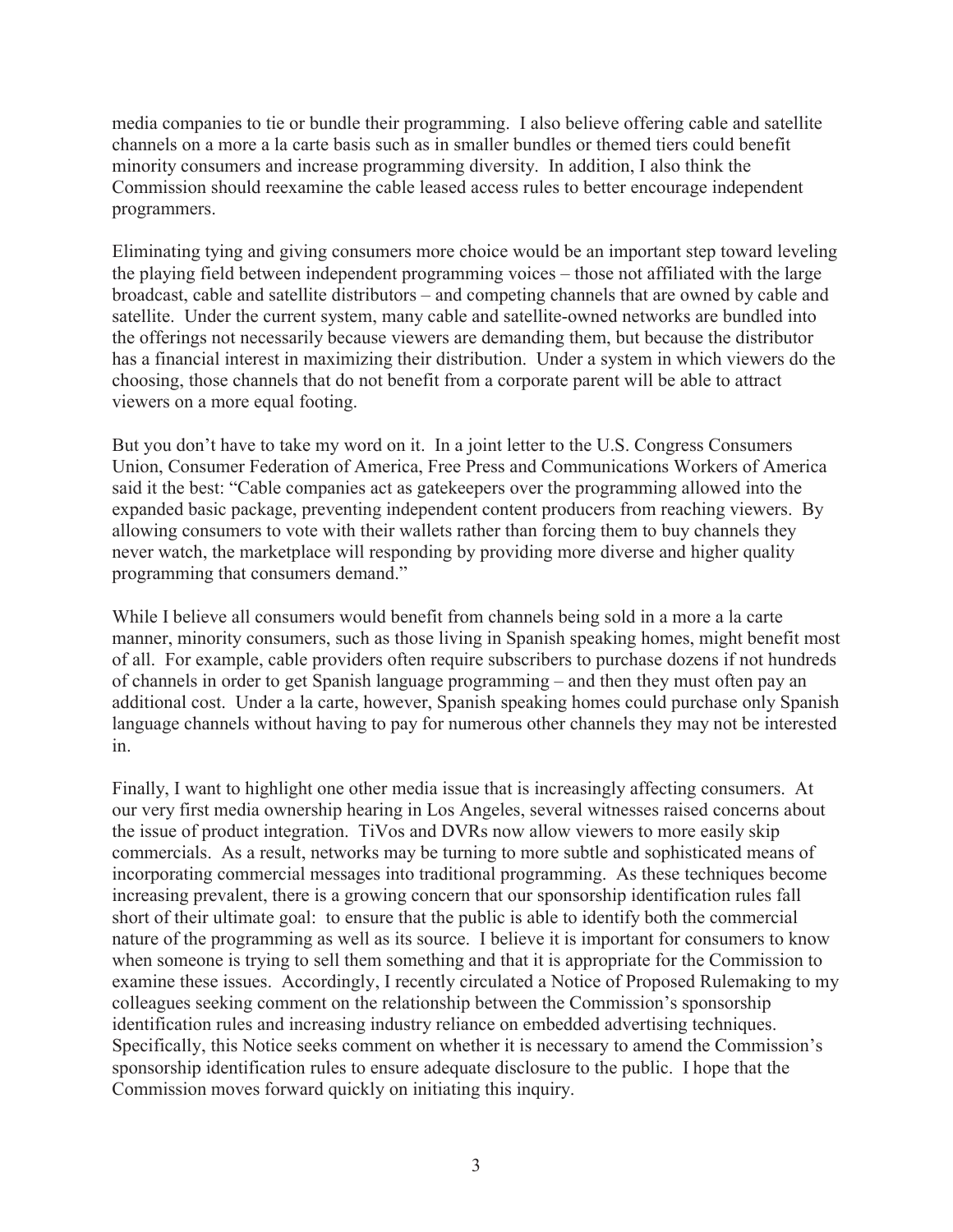media companies to tie or bundle their programming. I also believe offering cable and satellite channels on a more a la carte basis such as in smaller bundles or themed tiers could benefit minority consumers and increase programming diversity. In addition, I also think the Commission should reexamine the cable leased access rules to better encourage independent programmers.

Eliminating tying and giving consumers more choice would be an important step toward leveling the playing field between independent programming voices – those not affiliated with the large broadcast, cable and satellite distributors – and competing channels that are owned by cable and satellite. Under the current system, many cable and satellite-owned networks are bundled into the offerings not necessarily because viewers are demanding them, but because the distributor has a financial interest in maximizing their distribution. Under a system in which viewers do the choosing, those channels that do not benefit from a corporate parent will be able to attract viewers on a more equal footing.

But you don't have to take my word on it. In a joint letter to the U.S. Congress Consumers Union, Consumer Federation of America, Free Press and Communications Workers of America said it the best: "Cable companies act as gatekeepers over the programming allowed into the expanded basic package, preventing independent content producers from reaching viewers. By allowing consumers to vote with their wallets rather than forcing them to buy channels they never watch, the marketplace will responding by providing more diverse and higher quality programming that consumers demand."

While I believe all consumers would benefit from channels being sold in a more a la carte manner, minority consumers, such as those living in Spanish speaking homes, might benefit most of all. For example, cable providers often require subscribers to purchase dozens if not hundreds of channels in order to get Spanish language programming – and then they must often pay an additional cost. Under a la carte, however, Spanish speaking homes could purchase only Spanish language channels without having to pay for numerous other channels they may not be interested in.

Finally, I want to highlight one other media issue that is increasingly affecting consumers. At our very first media ownership hearing in Los Angeles, several witnesses raised concerns about the issue of product integration. TiVos and DVRs now allow viewers to more easily skip commercials. As a result, networks may be turning to more subtle and sophisticated means of incorporating commercial messages into traditional programming. As these techniques become increasing prevalent, there is a growing concern that our sponsorship identification rules fall short of their ultimate goal: to ensure that the public is able to identify both the commercial nature of the programming as well as its source. I believe it is important for consumers to know when someone is trying to sell them something and that it is appropriate for the Commission to examine these issues. Accordingly, I recently circulated a Notice of Proposed Rulemaking to my colleagues seeking comment on the relationship between the Commission's sponsorship identification rules and increasing industry reliance on embedded advertising techniques. Specifically, this Notice seeks comment on whether it is necessary to amend the Commission's sponsorship identification rules to ensure adequate disclosure to the public. I hope that the Commission moves forward quickly on initiating this inquiry.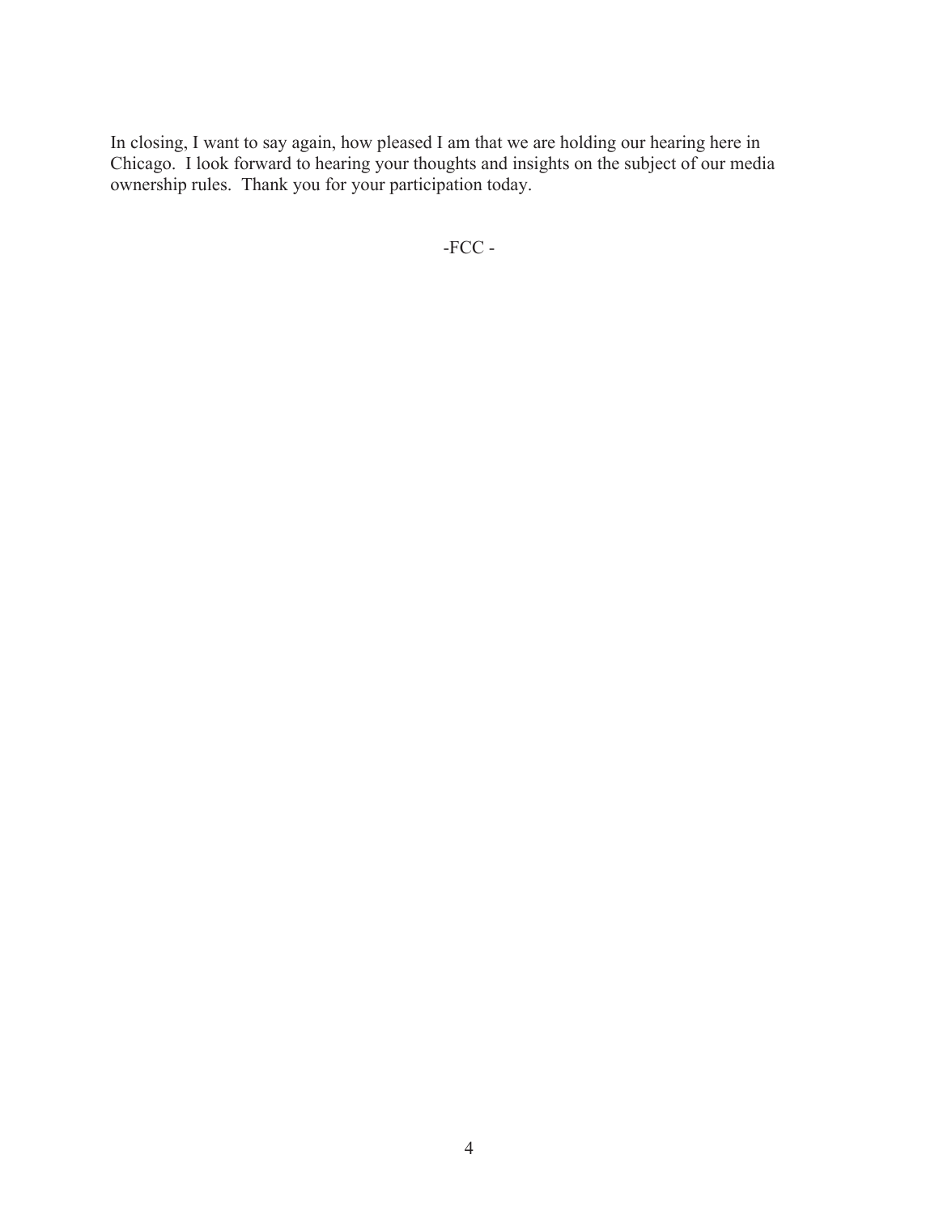In closing, I want to say again, how pleased I am that we are holding our hearing here in Chicago. I look forward to hearing your thoughts and insights on the subject of our media ownership rules. Thank you for your participation today.

-FCC -